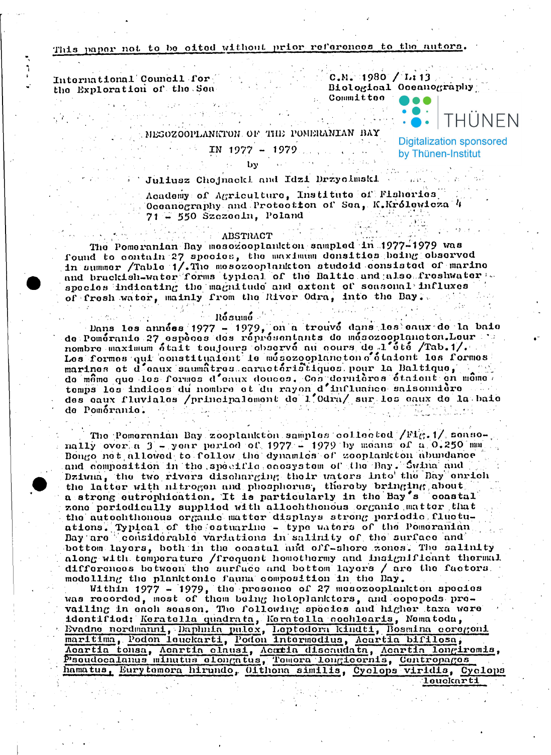This paper not to be cited without prior references to the autors.

International Council for the Exploration of the Sea

C.M. 1980 / L:13
Biological Oceanography Committee

# MESOZOOPLANKTON OF THE POMERANIAN BAY IN 1977 - 1979

by

Juliusz Chojnacki and Idzi Drzycimski

Academy of Agriculture, Institute of Fisheries Oceanography and Protection of Sea, K.Królewicza 4
71 - 550 Szczecin, Poland

## ABSTRACT

The Pomeranian Bay mesozooplankton sampled in 1977-1979 was found to contain 27 species, the maximum densities being observed in summer /Table 1/. The mesozooplankton studeid consisted of marine and brackish-water forms typical of the Baltic and also freshwater species indicating the magnitude and extent of seasonal influxes of fresh water, mainly from the River Odra, into the Bay.

## Résumé

Dans les années 1977 - 1979, on a trouvé dans les eaux de la baie de Poméranie 27 espèces des réprésentants de mésozooplancton. Leur nombre maximum était toujours observé au cours de l'été /Tab.1/. Les formes qui constituaient le mésozooplancton étaient les formes marines et d'eaux saumâtres caractéristiques pour la Baltique, de même que les formes d'eaux douces. Ces dernières étaient en même temps les indices du nombre et du rayon d'influence saisonnière des eaux fluviales /principalement de l'Odra/ sur les eaux de la baie de Poméranie.

The Pomeranian Bay zooplankton samples collected /Fig.1/ seasonally over a 3 - year period of 1977 - 1979 by means of a 0.250 mm Bongo net allowed to follow the dynamics of zooplankton abundance and composition in the specific ecosystem of the Bay. Świna and Dziwna, the two rivers discharging their waters into the Bay enrich the latter with nitrogen and phosphorus, thereby bringing about a strong eutrophication. It is particularly in the Bay's coastal zone periodically supplied with allochthonous organic matter that the autochthonous organic matter displays strong periodic fluctuations. Typical of the estuarine - type waters of the Pomeranian Bay are considerable variations in salinity of the surface and bottom layers, both in the coastal and off-shore zones. The salinity along with temperature /frequent homothermy and insignificant thermal differences between the surface and bottom layers / are the factors modelling the planktonic fauna composition in the Bay.

Within 1977 - 1979, the presence of 27 mesozooplankton species was recorded, most of them being holoplankters, and copepods prevailing in each season. The following species and higher taxa were identified: Keratella quadrata, Keratella cochlearis, Nematoda, Evadne nordmanni, Daphnia pulex, Leptodora kindti, Bosmina coregoni maritima, Podon leuckarti, Podon intermedius, Acartia bifilosa, Acartia tonsa, Acartia clausi, Acartia discaudata, Acartia longiremis, Pseudocalanus minutus elongatus, Temora longicornis, Centropages hamatus, Eurytemora hirundo, Oithona similis, Cyclops viridis, Cyclops leuckarti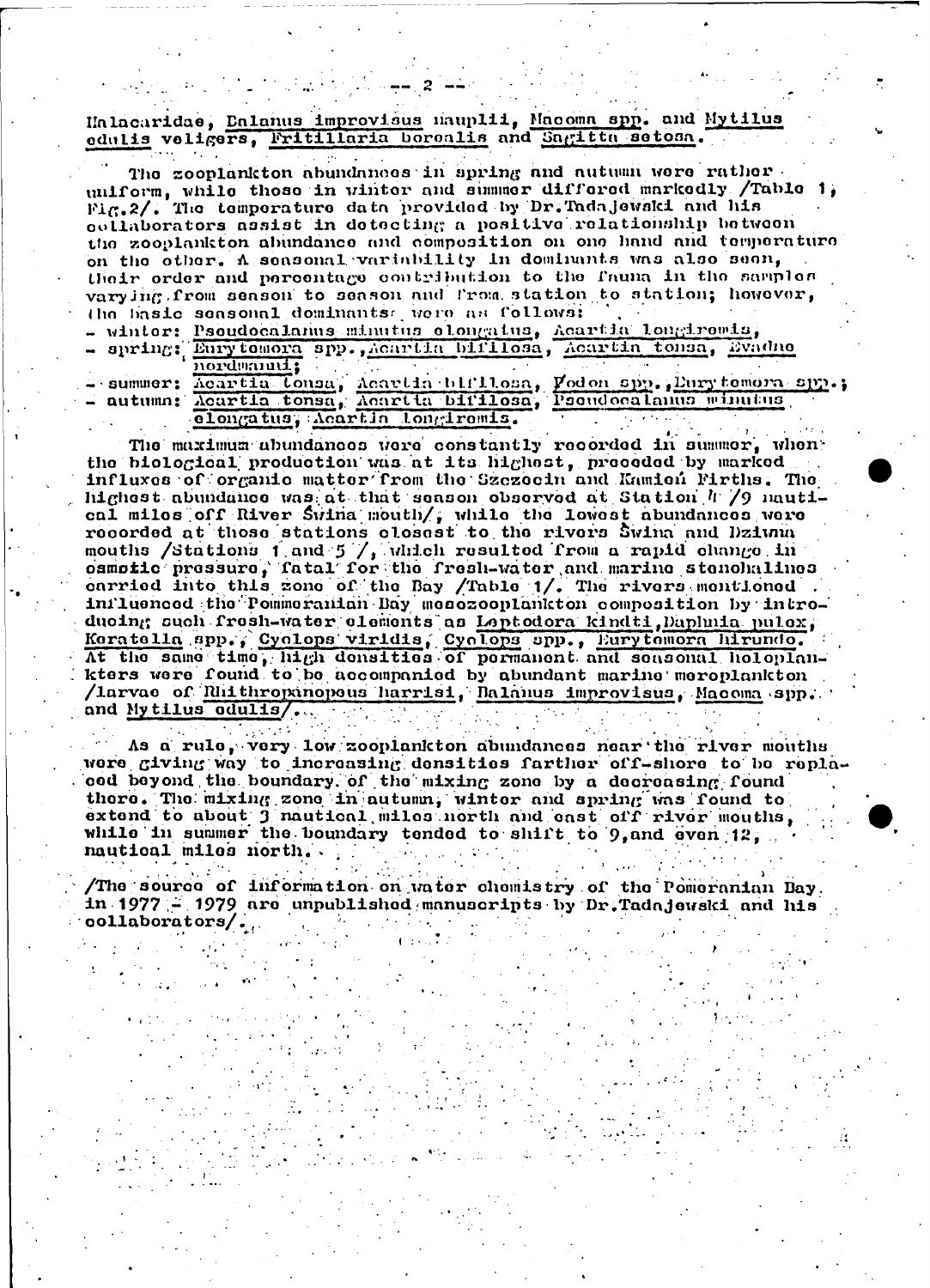Halacaridae, Balanus improvisus nauplii, Macoma spp. and Mytilus edulis veligers, Fritillaria borealis and Sagitta setosa.

The zooplankton abundances in spring and autumn were rather uniform, while those in winter and summer differed markedly /Table 1, Fig.2/. The temperature data provided by Dr.Tadajewski and his collaborators assist in detecting a positive relationship between the zooplankton abundance and composition on one hand and temperature on the other. A seasonal variability in dominants was also seen, their order and percentage contribution to the fauna in the samples varying from season to season and from station to station; however, the basic seasonal dominants were as follows:

- winter: Pseudocalanus minutus elongatus, Acartia longiremis,
- spring: Eurytemora spp., Acartia bifilosa, Acartia tonsa, Evadne nordmanni;
- summer: Acartia tonsa, Acartia bifilosa, Podon spp., Eurytemora spp.;
- autumn: Acartia tonsa, Acartia bifilosa, Pseudocalanus minutus elongatus, Acartia longiremis.

The maximum abundances were constantly recorded in summer, when the biological production was at its highest, preceded by marked influxes of organic matter from the Szczecin and Kamień Firths. The highest abundance was at that season observed at Station 4 /9 nautical miles off River Świna mouth/, while the lowest abundances were recorded at those stations closest to the rivers Świna and Dziwna mouths /Stations 1 and 5 /, which resulted from a rapid change in osmotic pressure, fatal for the fresh-water and marine stenohalines carried into this zone of the Bay /Table 1/. The rivers mentioned influenced the Pommeranian Bay mesozooplankton composition by introducing such fresh-water elements as Leptodora kindti, Daphnia pulex, Keratella spp., Cyclops viridis, Cyclops spp., Eurytemora hirundo. At the same time, high densities of permanent and seasonal holoplankters were found to be accompanied by abundant marine meroplankton /larvae of Rhithropanopeus harrisi, Balanus improvisus, Macoma spp. and Mytilus edulis/.

As a rule, very low zooplankton abundances near the river mouths were giving way to increasing densities farther off-shore to be replaced beyond the boundary of the mixing zone by a decreasing found there. The mixing zone in autumn, winter and spring was found to extend to about 3 nautical miles north and east off river mouths, while in summer the boundary tended to shift to 9, and even 12, nautical miles north.

/The source of information on water chemistry of the Pomeranian Bay in 1977 - 1979 are unpublished manuscripts by Dr.Tadajewski and his collaborators/.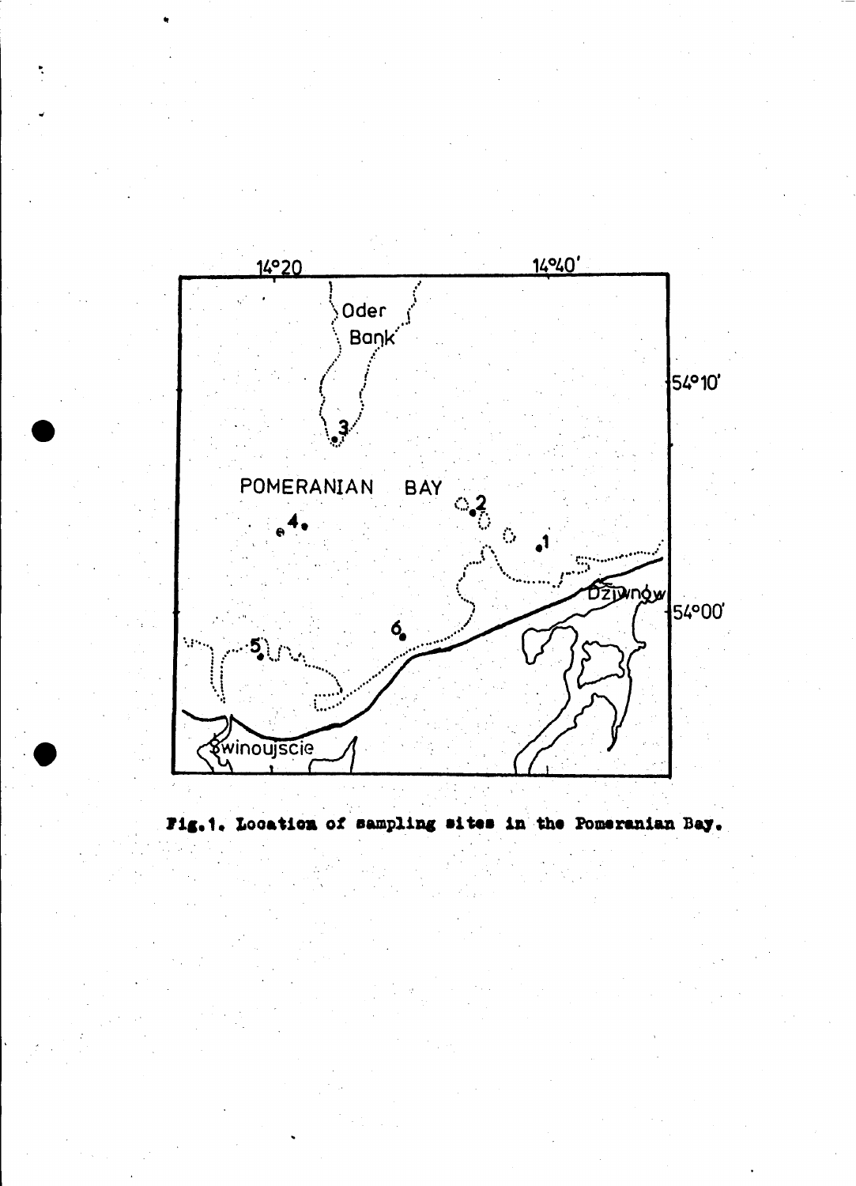Fig.1. Location of sampling sites in the Pomeranian Bay.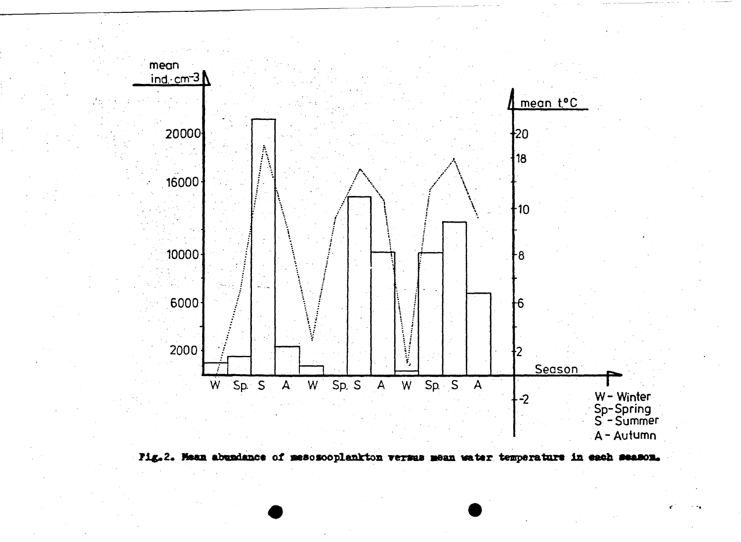Fig. 2. Mean abundance of mesozooplankton versus mean water temperature in each season.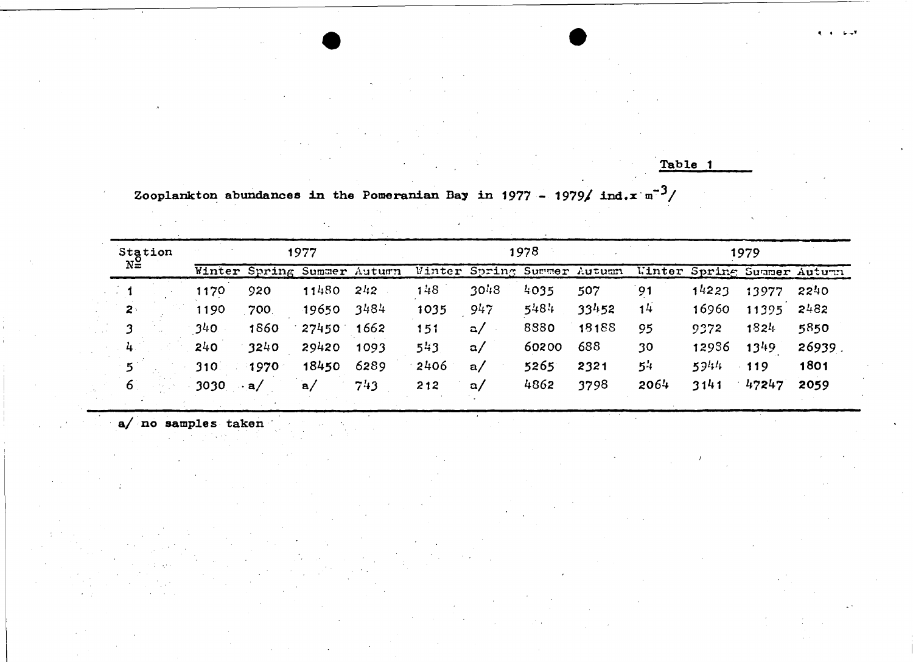Table 1

Zooplankton abundances in the Pomeranian Bay in 1977 - 1979/ ind.x $m^{-3}$/

| Station Nº | 1977 | | | | 1978 | | | | 1979 | | | |
|---|---|---|---|---|---|---|---|---|---|---|---|---|
| | Winter | Spring | Summer | Autumn | Winter | Spring | Summer | Autumn | Winter | Spring | Summer | Autumn |
| 1 | 1170 | 920 | 11480 | 242 | 148 | 3048 | 4035 | 507 | 91 | 14223 | 13977 | 2240 |
| 2 | 1190 | 700 | 19650 | 3484 | 1035 | 947 | 5484 | 33452 | 14 | 16960 | 11395 | 2482 |
| 3 | 340 | 1860 | 27450 | 1662 | 151 | a/ | 8880 | 18188 | 95 | 9372 | 1824 | 5850 |
| 4 | 240 | 3240 | 29420 | 1093 | 543 | a/ | 60200 | 688 | 30 | 12986 | 1349 | 26939 |
| 5 | 310 | 1970 | 18450 | 6289 | 2406 | a/ | 5265 | 2321 | 54 | 5944 | 119 | 1801 |
| 6 | 3030 | a/ | a/ | 743 | 212 | a/ | 4862 | 3798 | 2064 | 3141 | 47247 | 2059 |

a/ no samples taken